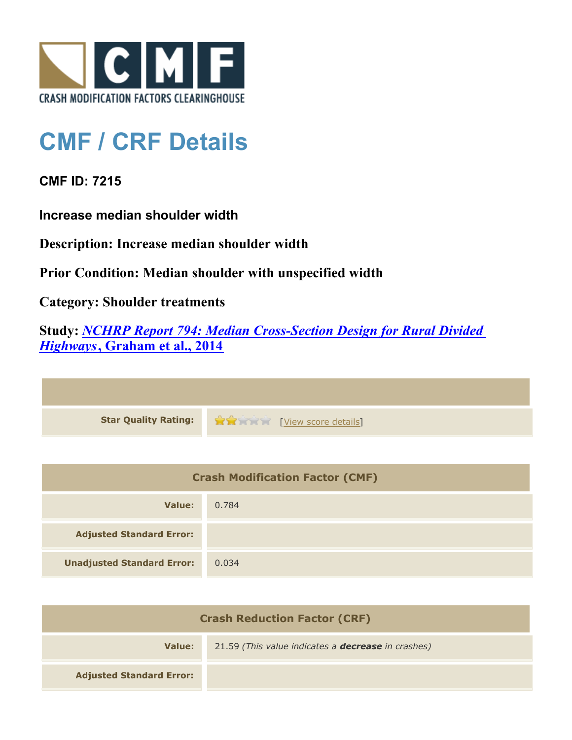CRASH MODIFICATION FACTORS CLEARINGHOUSE

# CMF / CRF Details

**CMF ID: 7215**

**Increase median shoulder width**

**Description: Increase median shoulder width**

**Prior Condition: Median shoulder with unspecified width**

**Category: Shoulder treatments**

**Study: *NCHRP Report 794: Median Cross-Section Design for Rural Divided Highways*, Graham et al., 2014**

| | |
|---|---|
| **Star Quality Rating:** | 2 of 5 stars [View score details] |

| Crash Modification Factor (CMF) | |
|---|---|
| **Value:** | 0.784 |
| **Adjusted Standard Error:** | |
| **Unadjusted Standard Error:** | 0.034 |

| Crash Reduction Factor (CRF) | |
|---|---|
| **Value:** | 21.59 *(This value indicates a **decrease** in crashes)* |
| **Adjusted Standard Error:** | |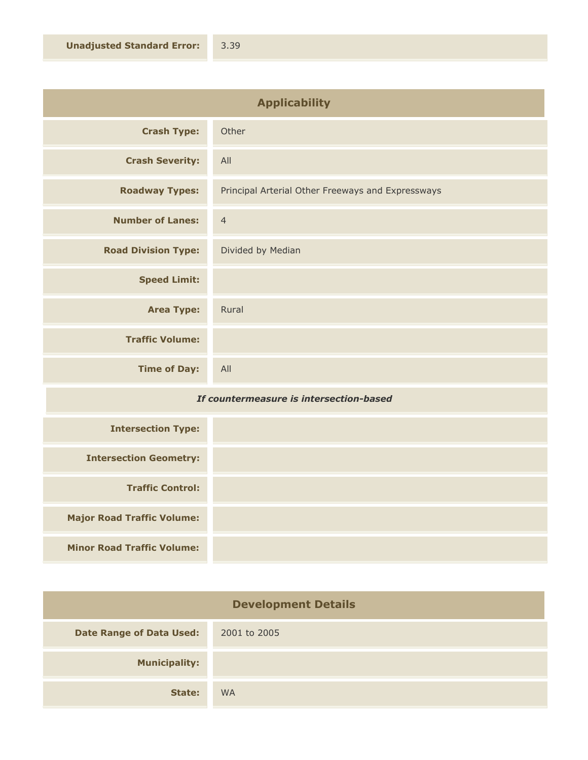| | |
|---|---|
| **Unadjusted Standard Error:** | 3.39 |

## Applicability

| | |
|---|---|
| **Crash Type:** | Other |
| **Crash Severity:** | All |
| **Roadway Types:** | Principal Arterial Other Freeways and Expressways |
| **Number of Lanes:** | 4 |
| **Road Division Type:** | Divided by Median |
| **Speed Limit:** | |
| **Area Type:** | Rural |
| **Traffic Volume:** | |
| **Time of Day:** | All |

***If countermeasure is intersection-based***

| | |
|---|---|
| **Intersection Type:** | |
| **Intersection Geometry:** | |
| **Traffic Control:** | |
| **Major Road Traffic Volume:** | |
| **Minor Road Traffic Volume:** | |

## Development Details

| | |
|---|---|
| **Date Range of Data Used:** | 2001 to 2005 |
| **Municipality:** | |
| **State:** | WA |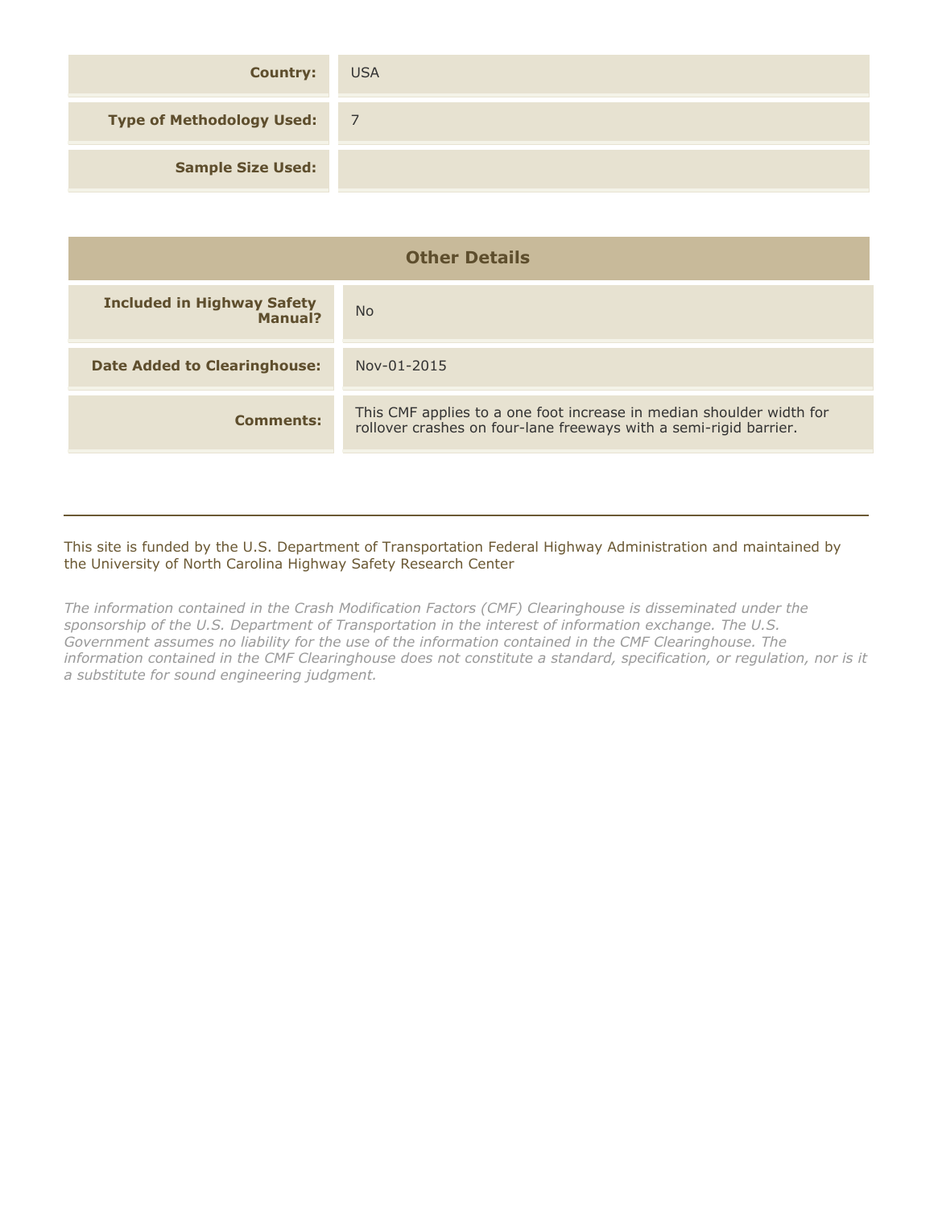| | |
|---|---|
| **Country:** | USA |
| **Type of Methodology Used:** | 7 |
| **Sample Size Used:** | |

## Other Details

| | |
|---|---|
| **Included in Highway Safety Manual?** | No |
| **Date Added to Clearinghouse:** | Nov-01-2015 |
| **Comments:** | This CMF applies to a one foot increase in median shoulder width for rollover crashes on four-lane freeways with a semi-rigid barrier. |

---

This site is funded by the U.S. Department of Transportation Federal Highway Administration and maintained by the University of North Carolina Highway Safety Research Center

*The information contained in the Crash Modification Factors (CMF) Clearinghouse is disseminated under the sponsorship of the U.S. Department of Transportation in the interest of information exchange. The U.S. Government assumes no liability for the use of the information contained in the CMF Clearinghouse. The information contained in the CMF Clearinghouse does not constitute a standard, specification, or regulation, nor is it a substitute for sound engineering judgment.*